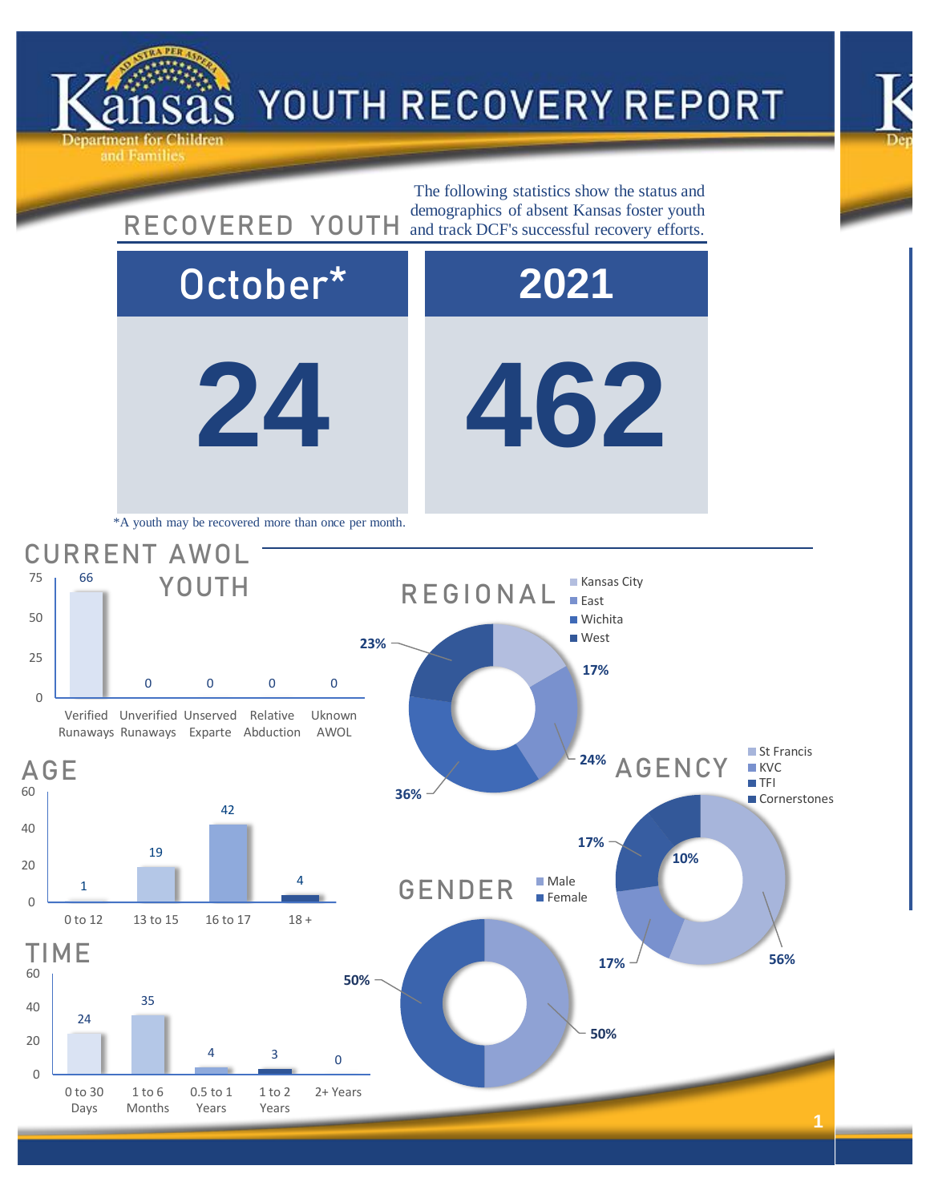# Kansas Department for Children and Families — YOUTH RECOVERY REPORT

## RECOVERED YOUTH

The following statistics show the status and demographics of absent Kansas foster youth and track DCF's successful recovery efforts.

| October* | 2021 |
|---|---|
| 24 | 462 |

*A youth may be recovered more than once per month.

## CURRENT AWOL YOUTH

| Category | Count |
|---|---|
| Verified Runaways | 66 |
| Unverified Runaways | 0 |
| Unserved Exparte | 0 |
| Relative Abduction | 0 |
| Uknown AWOL | 0 |

## AGE

| Age | Count |
|---|---|
| 0 to 12 | 1 |
| 13 to 15 | 19 |
| 16 to 17 | 42 |
| 18 + | 4 |

## TIME

| Time | Count |
|---|---|
| 0 to 30 Days | 24 |
| 1 to 6 Months | 35 |
| 0.5 to 1 Years | 4 |
| 1 to 2 Years | 3 |
| 2+ Years | 0 |

## REGIONAL

| Region | Percent |
|---|---|
| Kansas City | 17% |
| East | 24% |
| Wichita | 36% |
| West | 23% |

## AGENCY

| Agency | Percent |
|---|---|
| St Francis | 56% |
| KVC | 17% |
| TFI | 17% |
| Cornerstones | 10% |

## GENDER

| Gender | Percent |
|---|---|
| Male | 50% |
| Female | 50% |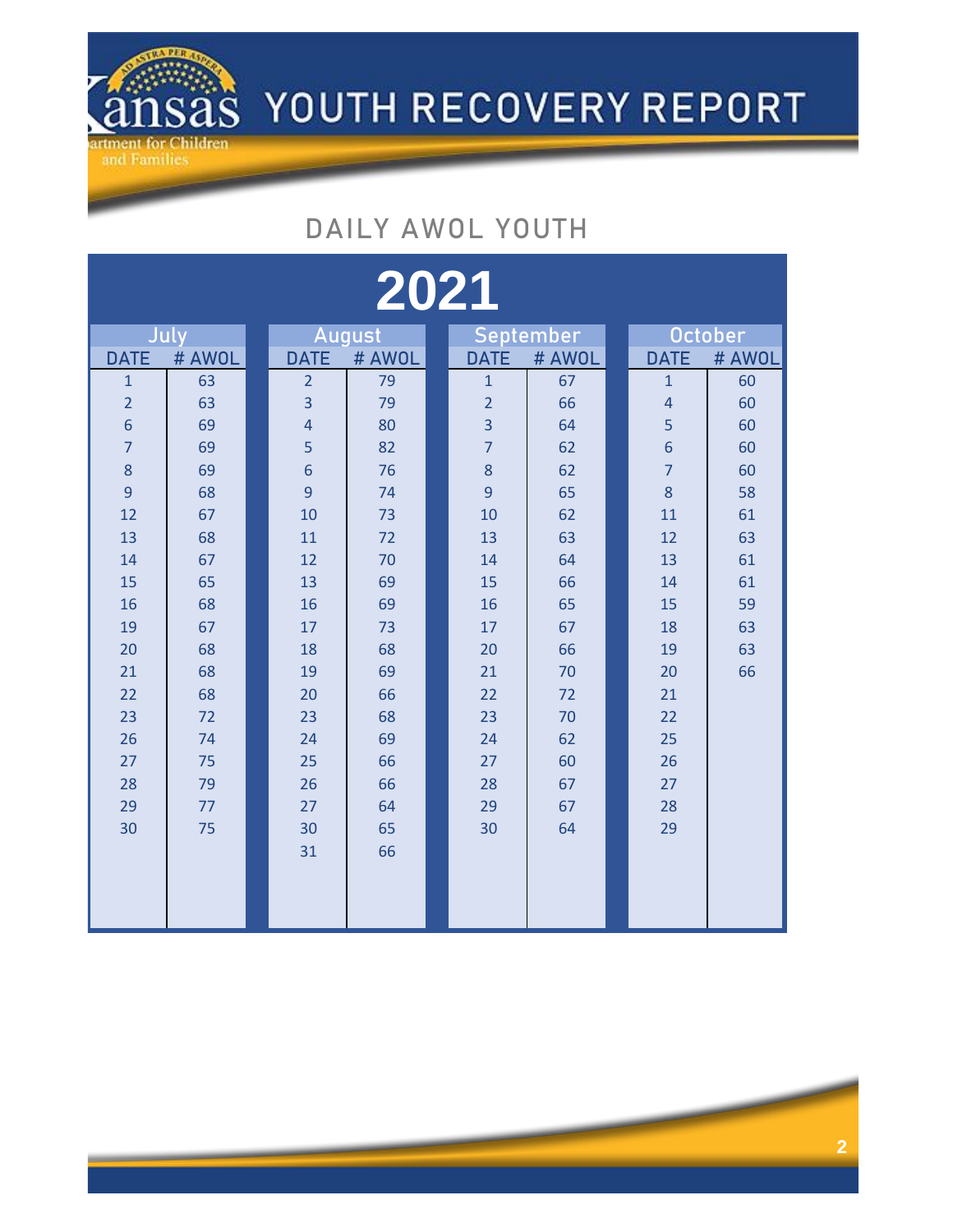# YOUTH RECOVERY REPORT

## DAILY AWOL YOUTH

### 2021

| July | | August | | September | | October | |
|---|---|---|---|---|---|---|---|
| DATE | # AWOL | DATE | # AWOL | DATE | # AWOL | DATE | # AWOL |
| 1 | 63 | 2 | 79 | 1 | 67 | 1 | 60 |
| 2 | 63 | 3 | 79 | 2 | 66 | 4 | 60 |
| 6 | 69 | 4 | 80 | 3 | 64 | 5 | 60 |
| 7 | 69 | 5 | 82 | 7 | 62 | 6 | 60 |
| 8 | 69 | 6 | 76 | 8 | 62 | 7 | 60 |
| 9 | 68 | 9 | 74 | 9 | 65 | 8 | 58 |
| 12 | 67 | 10 | 73 | 10 | 62 | 11 | 61 |
| 13 | 68 | 11 | 72 | 13 | 63 | 12 | 63 |
| 14 | 67 | 12 | 70 | 14 | 64 | 13 | 61 |
| 15 | 65 | 13 | 69 | 15 | 66 | 14 | 61 |
| 16 | 68 | 16 | 69 | 16 | 65 | 15 | 59 |
| 19 | 67 | 17 | 73 | 17 | 67 | 18 | 63 |
| 20 | 68 | 18 | 68 | 20 | 66 | 19 | 63 |
| 21 | 68 | 19 | 69 | 21 | 70 | 20 | 66 |
| 22 | 68 | 20 | 66 | 22 | 72 | 21 | |
| 23 | 72 | 23 | 68 | 23 | 70 | 22 | |
| 26 | 74 | 24 | 69 | 24 | 62 | 25 | |
| 27 | 75 | 25 | 66 | 27 | 60 | 26 | |
| 28 | 79 | 26 | 66 | 28 | 67 | 27 | |
| 29 | 77 | 27 | 64 | 29 | 67 | 28 | |
| 30 | 75 | 30 | 65 | 30 | 64 | 29 | |
| | | 31 | 66 | | | | |